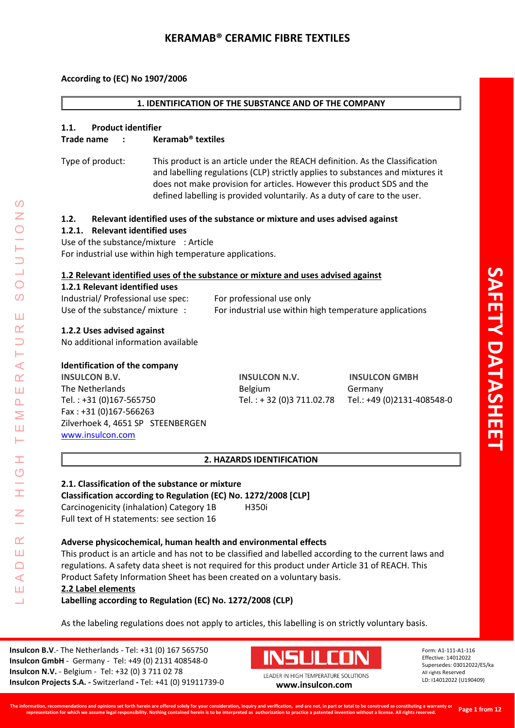# KERAMAB® CERAMIC FIBRE TEXTILES

**According to (EC) No 1907/2006**

## 1. IDENTIFICATION OF THE SUBSTANCE AND OF THE COMPANY

### 1.1. Product identifier

**Trade name : Keramab® textiles**

Type of product: This product is an article under the REACH definition. As the Classification and labelling regulations (CLP) strictly applies to substances and mixtures it does not make provision for articles. However this product SDS and the defined labelling is provided voluntarily. As a duty of care to the user.

### 1.2. Relevant identified uses of the substance or mixture and uses advised against

#### 1.2.1. Relevant identified uses

Use of the substance/mixture : Article

For industrial use within high temperature applications.

### 1.2 Relevant identified uses of the substance or mixture and uses advised against

#### 1.2.1 Relevant identified uses

Industrial/ Professional use spec: For professional use only

Use of the substance/ mixture : For industrial use within high temperature applications

#### 1.2.2 Uses advised against

No additional information available

**Identification of the company**

**INSULCON B.V.**
The Netherlands
Tel. : +31 (0)167-565750
Fax : +31 (0)167-566263
Zilverhoek 4, 4651 SP STEENBERGEN
www.insulcon.com

**INSULCON N.V.**
Belgium
Tel. : + 32 (0)3 711.02.78

**INSULCON GMBH**
Germany
Tel.: +49 (0)2131-408548-0

## 2. HAZARDS IDENTIFICATION

**2.1. Classification of the substance or mixture**

**Classification according to Regulation (EC) No. 1272/2008 [CLP]**

Carcinogenicity (inhalation) Category 1B H350i

Full text of H statements: see section 16

**Adverse physicochemical, human health and environmental effects**

This product is an article and has not to be classified and labelled according to the current laws and regulations. A safety data sheet is not required for this product under Article 31 of REACH. This Product Safety Information Sheet has been created on a voluntary basis.

**2.2 Label elements**

**Labelling according to Regulation (EC) No. 1272/2008 (CLP)**

As the labeling regulations does not apply to articles, this labelling is on strictly voluntary basis.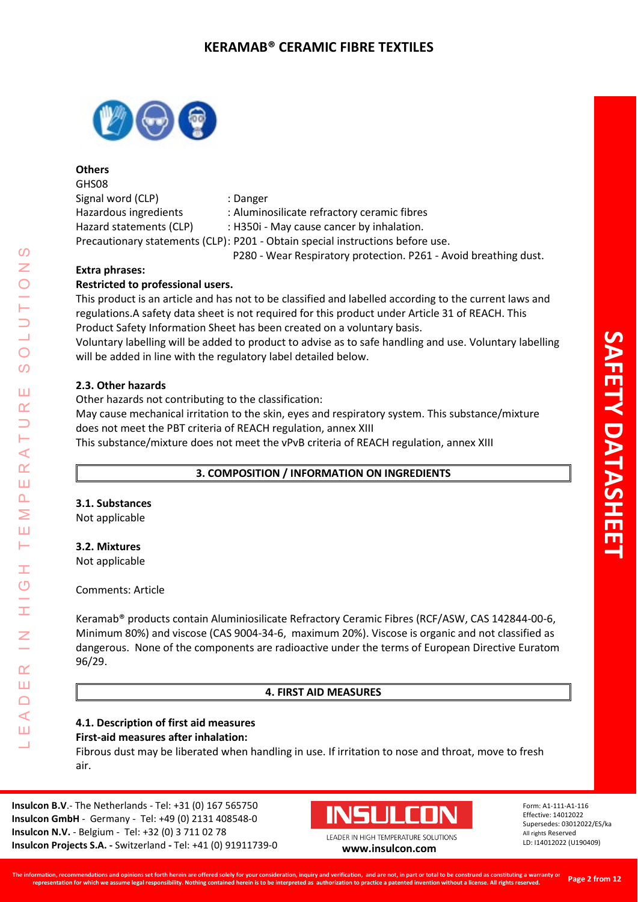**Others**

GHS08

Signal word (CLP) : Danger

Hazardous ingredients : Aluminosilicate refractory ceramic fibres

Hazard statements (CLP) : H350i - May cause cancer by inhalation.

Precautionary statements (CLP): P201 - Obtain special instructions before use.
P280 - Wear Respiratory protection. P261 - Avoid breathing dust.

**Extra phrases:**

**Restricted to professional users.**

This product is an article and has not to be classified and labelled according to the current laws and regulations.A safety data sheet is not required for this product under Article 31 of REACH. This Product Safety Information Sheet has been created on a voluntary basis.

Voluntary labelling will be added to product to advise as to safe handling and use. Voluntary labelling will be added in line with the regulatory label detailed below.

### 2.3. Other hazards

Other hazards not contributing to the classification:

May cause mechanical irritation to the skin, eyes and respiratory system. This substance/mixture does not meet the PBT criteria of REACH regulation, annex XIII

This substance/mixture does not meet the vPvB criteria of REACH regulation, annex XIII

## 3. COMPOSITION / INFORMATION ON INGREDIENTS

### 3.1. Substances

Not applicable

### 3.2. Mixtures

Not applicable

Comments: Article

Keramab® products contain Aluminiosilicate Refractory Ceramic Fibres (RCF/ASW, CAS 142844-00-6, Minimum 80%) and viscose (CAS 9004-34-6, maximum 20%). Viscose is organic and not classified as dangerous. None of the components are radioactive under the terms of European Directive Euratom 96/29.

## 4. FIRST AID MEASURES

### 4.1. Description of first aid measures

**First-aid measures after inhalation:**

Fibrous dust may be liberated when handling in use. If irritation to nose and throat, move to fresh air.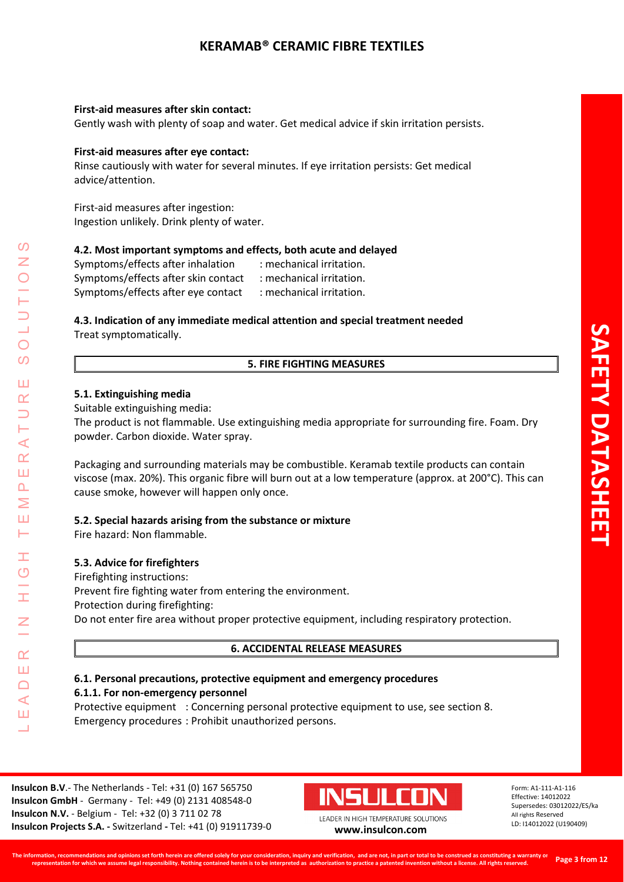**First-aid measures after skin contact:**
Gently wash with plenty of soap and water. Get medical advice if skin irritation persists.

**First-aid measures after eye contact:**
Rinse cautiously with water for several minutes. If eye irritation persists: Get medical advice/attention.

First-aid measures after ingestion:
Ingestion unlikely. Drink plenty of water.

### 4.2. Most important symptoms and effects, both acute and delayed

Symptoms/effects after inhalation : mechanical irritation.
Symptoms/effects after skin contact : mechanical irritation.
Symptoms/effects after eye contact : mechanical irritation.

### 4.3. Indication of any immediate medical attention and special treatment needed

Treat symptomatically.

## 5. FIRE FIGHTING MEASURES

### 5.1. Extinguishing media

Suitable extinguishing media:
The product is not flammable. Use extinguishing media appropriate for surrounding fire. Foam. Dry powder. Carbon dioxide. Water spray.

Packaging and surrounding materials may be combustible. Keramab textile products can contain viscose (max. 20%). This organic fibre will burn out at a low temperature (approx. at 200°C). This can cause smoke, however will happen only once.

### 5.2. Special hazards arising from the substance or mixture

Fire hazard: Non flammable.

### 5.3. Advice for firefighters

Firefighting instructions:
Prevent fire fighting water from entering the environment.
Protection during firefighting:
Do not enter fire area without proper protective equipment, including respiratory protection.

## 6. ACCIDENTAL RELEASE MEASURES

### 6.1. Personal precautions, protective equipment and emergency procedures

#### 6.1.1. For non-emergency personnel

Protective equipment : Concerning personal protective equipment to use, see section 8.
Emergency procedures : Prohibit unauthorized persons.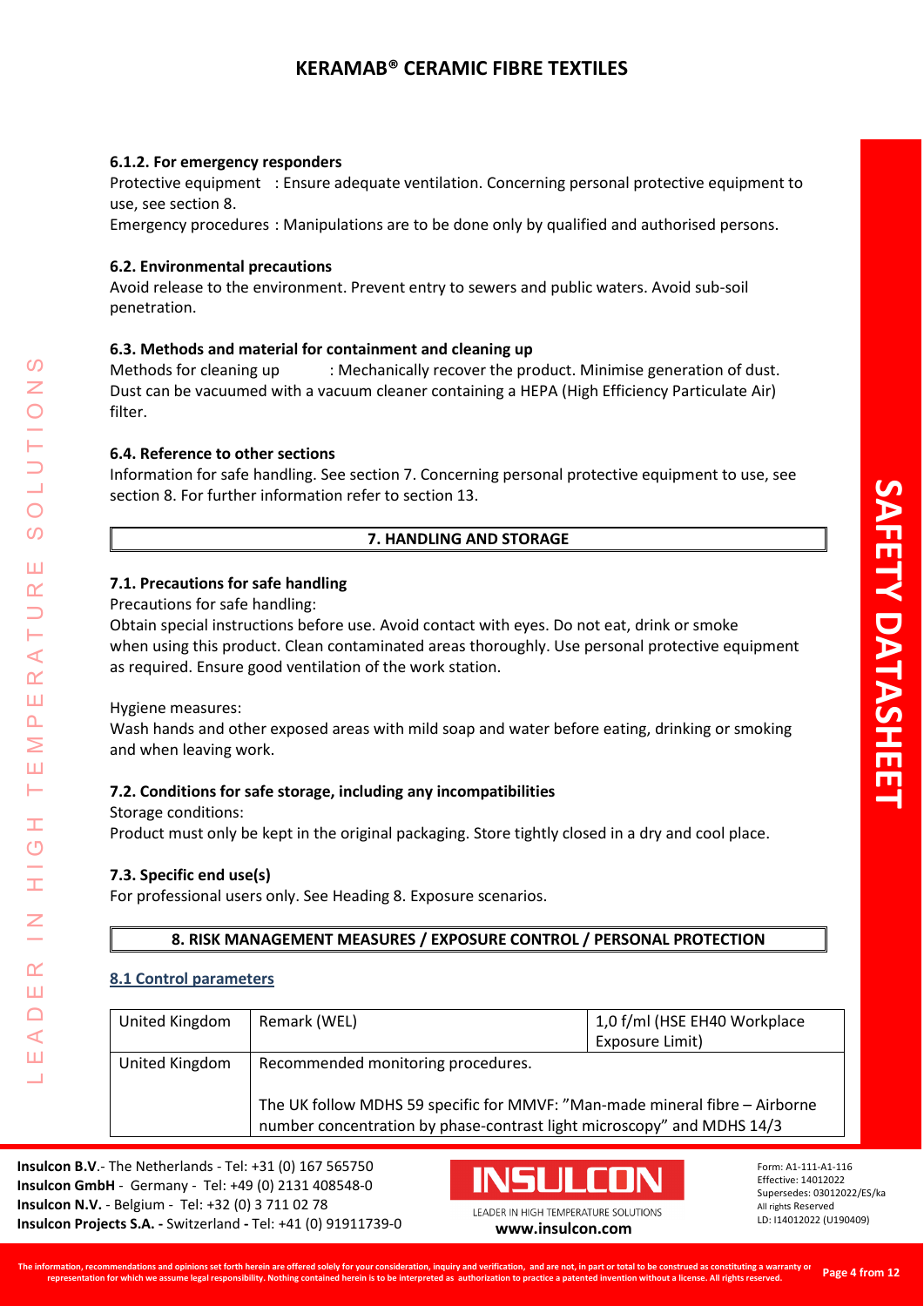#### 6.1.2. For emergency responders

Protective equipment : Ensure adequate ventilation. Concerning personal protective equipment to use, see section 8.

Emergency procedures : Manipulations are to be done only by qualified and authorised persons.

### 6.2. Environmental precautions

Avoid release to the environment. Prevent entry to sewers and public waters. Avoid sub-soil penetration.

### 6.3. Methods and material for containment and cleaning up

Methods for cleaning up : Mechanically recover the product. Minimise generation of dust. Dust can be vacuumed with a vacuum cleaner containing a HEPA (High Efficiency Particulate Air) filter.

### 6.4. Reference to other sections

Information for safe handling. See section 7. Concerning personal protective equipment to use, see section 8. For further information refer to section 13.

## 7. HANDLING AND STORAGE

### 7.1. Precautions for safe handling

Precautions for safe handling:

Obtain special instructions before use. Avoid contact with eyes. Do not eat, drink or smoke when using this product. Clean contaminated areas thoroughly. Use personal protective equipment as required. Ensure good ventilation of the work station.

Hygiene measures:

Wash hands and other exposed areas with mild soap and water before eating, drinking or smoking and when leaving work.

### 7.2. Conditions for safe storage, including any incompatibilities

Storage conditions:

Product must only be kept in the original packaging. Store tightly closed in a dry and cool place.

### 7.3. Specific end use(s)

For professional users only. See Heading 8. Exposure scenarios.

## 8. RISK MANAGEMENT MEASURES / EXPOSURE CONTROL / PERSONAL PROTECTION

### 8.1 Control parameters

| | | |
|---|---|---|
| United Kingdom | Remark (WEL) | 1,0 f/ml (HSE EH40 Workplace Exposure Limit) |
| United Kingdom | Recommended monitoring procedures.<br><br>The UK follow MDHS 59 specific for MMVF: "Man-made mineral fibre – Airborne number concentration by phase-contrast light microscopy" and MDHS 14/3 | |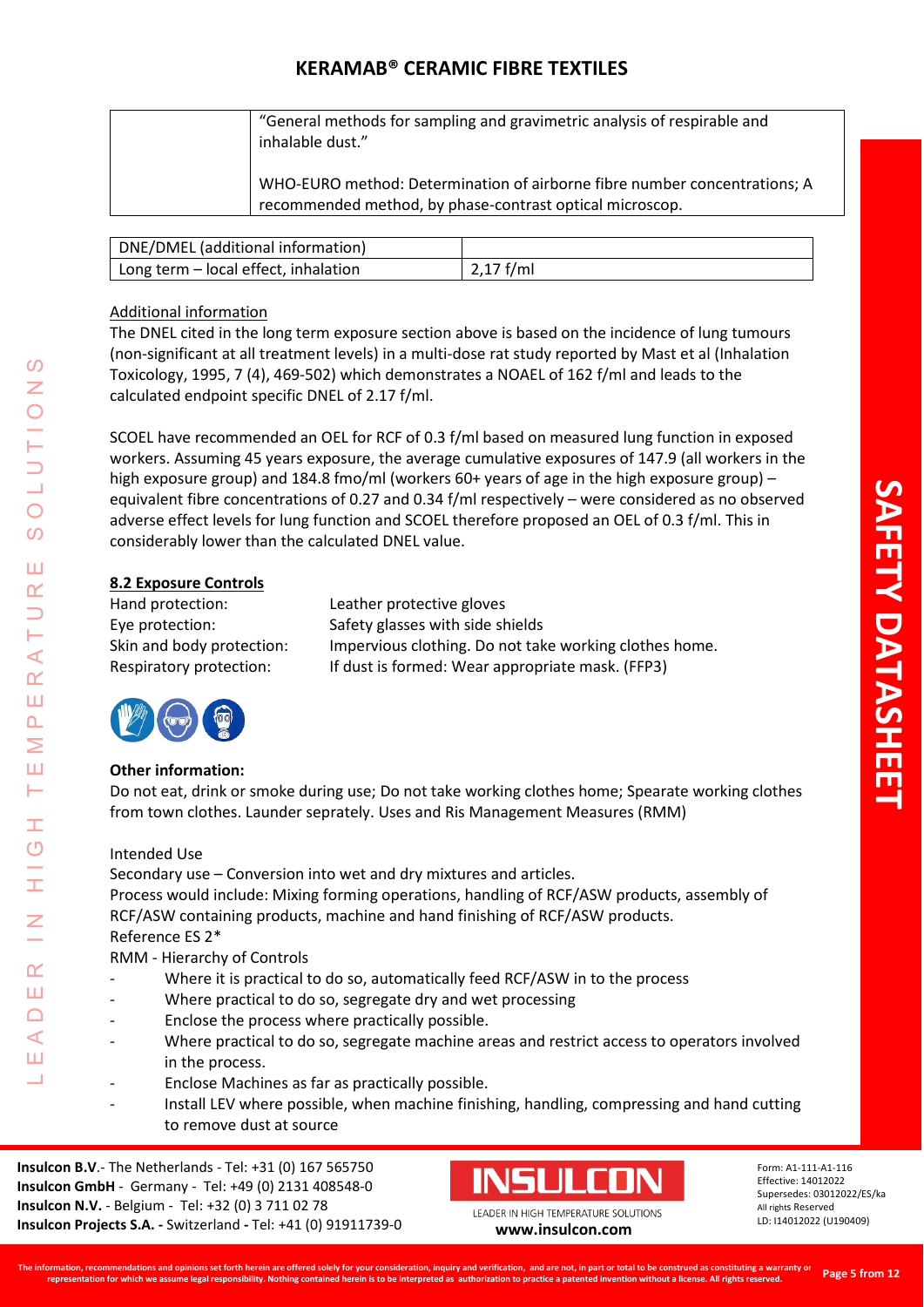|  | "General methods for sampling and gravimetric analysis of respirable and inhalable dust." WHO-EURO method: Determination of airborne fibre number concentrations; A recommended method, by phase-contrast optical microscop. |
|---|---|

| DNE/DMEL (additional information) |  |
|---|---|
| Long term – local effect, inhalation | 2,17 f/ml |

Additional information

The DNEL cited in the long term exposure section above is based on the incidence of lung tumours (non-significant at all treatment levels) in a multi-dose rat study reported by Mast et al (Inhalation Toxicology, 1995, 7 (4), 469-502) which demonstrates a NOAEL of 162 f/ml and leads to the calculated endpoint specific DNEL of 2.17 f/ml.

SCOEL have recommended an OEL for RCF of 0.3 f/ml based on measured lung function in exposed workers. Assuming 45 years exposure, the average cumulative exposures of 147.9 (all workers in the high exposure group) and 184.8 fmo/ml (workers 60+ years of age in the high exposure group) – equivalent fibre concentrations of 0.27 and 0.34 f/ml respectively – were considered as no observed adverse effect levels for lung function and SCOEL therefore proposed an OEL of 0.3 f/ml. This in considerably lower than the calculated DNEL value.

**8.2 Exposure Controls**

Hand protection: Leather protective gloves
Eye protection: Safety glasses with side shields
Skin and body protection: Impervious clothing. Do not take working clothes home.
Respiratory protection: If dust is formed: Wear appropriate mask. (FFP3)

**Other information:**

Do not eat, drink or smoke during use; Do not take working clothes home; Spearate working clothes from town clothes. Launder seprately. Uses and Ris Management Measures (RMM)

Intended Use
Secondary use – Conversion into wet and dry mixtures and articles.
Process would include: Mixing forming operations, handling of RCF/ASW products, assembly of RCF/ASW containing products, machine and hand finishing of RCF/ASW products.
Reference ES 2*
RMM - Hierarchy of Controls

- Where it is practical to do so, automatically feed RCF/ASW in to the process
- Where practical to do so, segregate dry and wet processing
- Enclose the process where practically possible.
- Where practical to do so, segregate machine areas and restrict access to operators involved in the process.
- Enclose Machines as far as practically possible.
- Install LEV where possible, when machine finishing, handling, compressing and hand cutting to remove dust at source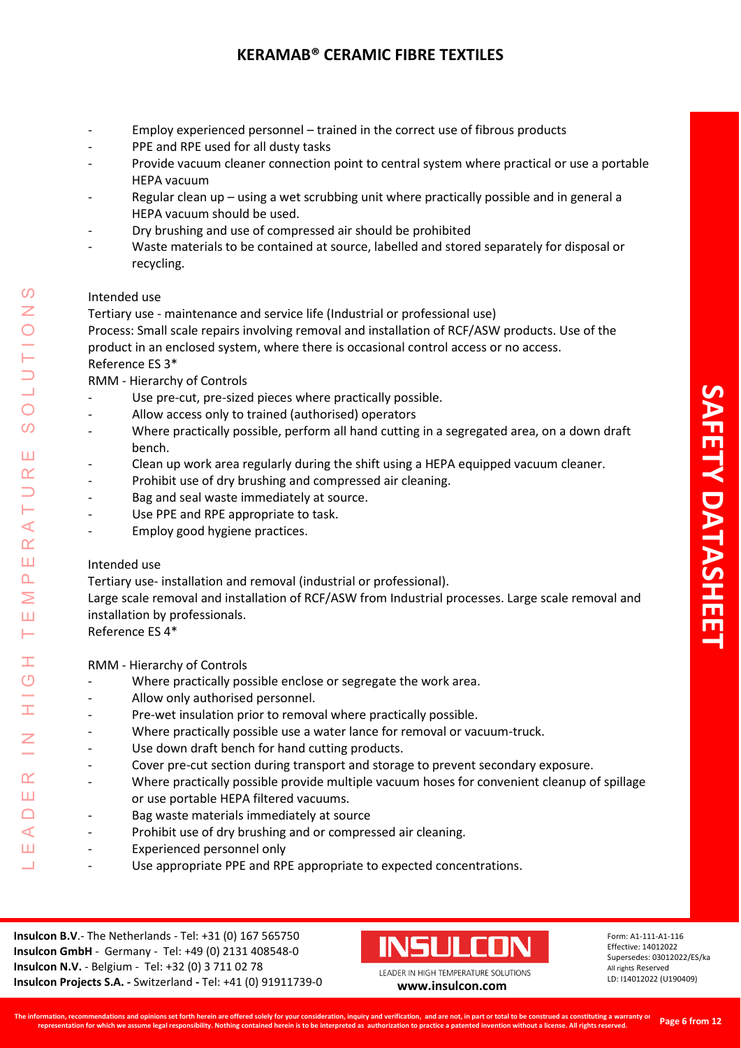- Employ experienced personnel – trained in the correct use of fibrous products
- PPE and RPE used for all dusty tasks
- Provide vacuum cleaner connection point to central system where practical or use a portable HEPA vacuum
- Regular clean up – using a wet scrubbing unit where practically possible and in general a HEPA vacuum should be used.
- Dry brushing and use of compressed air should be prohibited
- Waste materials to be contained at source, labelled and stored separately for disposal or recycling.

Intended use

Tertiary use - maintenance and service life (Industrial or professional use)

Process: Small scale repairs involving removal and installation of RCF/ASW products. Use of the product in an enclosed system, where there is occasional control access or no access.

Reference ES 3*

RMM - Hierarchy of Controls

- Use pre-cut, pre-sized pieces where practically possible.
- Allow access only to trained (authorised) operators
- Where practically possible, perform all hand cutting in a segregated area, on a down draft bench.
- Clean up work area regularly during the shift using a HEPA equipped vacuum cleaner.
- Prohibit use of dry brushing and compressed air cleaning.
- Bag and seal waste immediately at source.
- Use PPE and RPE appropriate to task.
- Employ good hygiene practices.

Intended use

Tertiary use- installation and removal (industrial or professional).

Large scale removal and installation of RCF/ASW from Industrial processes. Large scale removal and installation by professionals.

Reference ES 4*

RMM - Hierarchy of Controls

- Where practically possible enclose or segregate the work area.
- Allow only authorised personnel.
- Pre-wet insulation prior to removal where practically possible.
- Where practically possible use a water lance for removal or vacuum-truck.
- Use down draft bench for hand cutting products.
- Cover pre-cut section during transport and storage to prevent secondary exposure.
- Where practically possible provide multiple vacuum hoses for convenient cleanup of spillage or use portable HEPA filtered vacuums.
- Bag waste materials immediately at source
- Prohibit use of dry brushing and or compressed air cleaning.
- Experienced personnel only
- Use appropriate PPE and RPE appropriate to expected concentrations.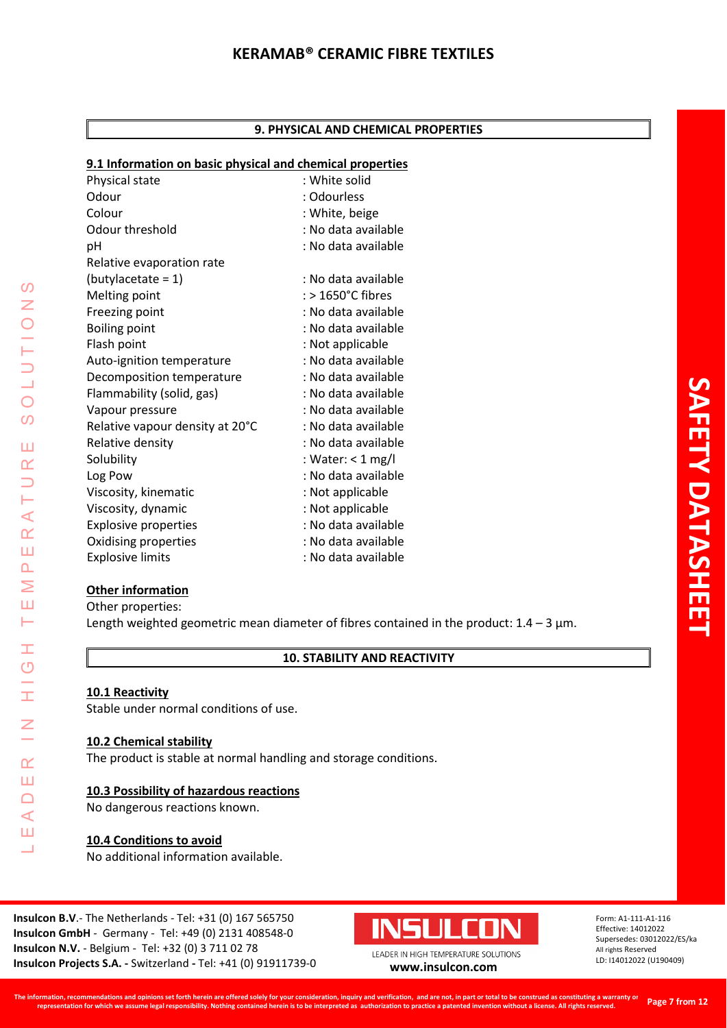## 9. PHYSICAL AND CHEMICAL PROPERTIES

### 9.1 Information on basic physical and chemical properties

| Property | Value |
|---|---|
| Physical state | : White solid |
| Odour | : Odourless |
| Colour | : White, beige |
| Odour threshold | : No data available |
| pH | : No data available |
| Relative evaporation rate (butylacetate = 1) | : No data available |
| Melting point | : > 1650°C fibres |
| Freezing point | : No data available |
| Boiling point | : No data available |
| Flash point | : Not applicable |
| Auto-ignition temperature | : No data available |
| Decomposition temperature | : No data available |
| Flammability (solid, gas) | : No data available |
| Vapour pressure | : No data available |
| Relative vapour density at 20°C | : No data available |
| Relative density | : No data available |
| Solubility | : Water: < 1 mg/l |
| Log Pow | : No data available |
| Viscosity, kinematic | : Not applicable |
| Viscosity, dynamic | : Not applicable |
| Explosive properties | : No data available |
| Oxidising properties | : No data available |
| Explosive limits | : No data available |

### Other information

Other properties:
Length weighted geometric mean diameter of fibres contained in the product: 1.4 – 3 µm.

## 10. STABILITY AND REACTIVITY

### 10.1 Reactivity

Stable under normal conditions of use.

### 10.2 Chemical stability

The product is stable at normal handling and storage conditions.

### 10.3 Possibility of hazardous reactions

No dangerous reactions known.

### 10.4 Conditions to avoid

No additional information available.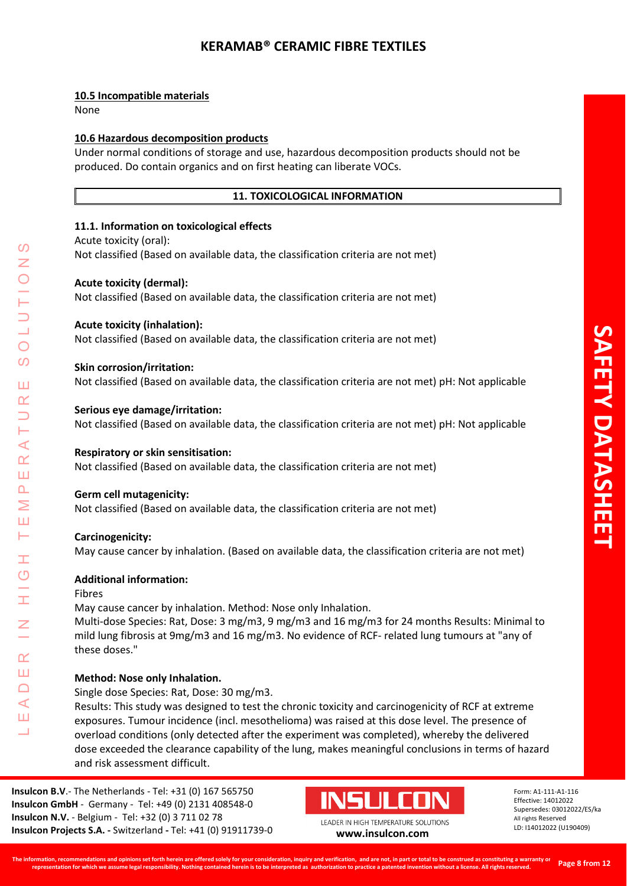#### 10.5 Incompatible materials

None

#### 10.6 Hazardous decomposition products

Under normal conditions of storage and use, hazardous decomposition products should not be produced. Do contain organics and on first heating can liberate VOCs.

## 11. TOXICOLOGICAL INFORMATION

### 11.1. Information on toxicological effects

Acute toxicity (oral):
Not classified (Based on available data, the classification criteria are not met)

**Acute toxicity (dermal):**
Not classified (Based on available data, the classification criteria are not met)

**Acute toxicity (inhalation):**
Not classified (Based on available data, the classification criteria are not met)

**Skin corrosion/irritation:**
Not classified (Based on available data, the classification criteria are not met) pH: Not applicable

**Serious eye damage/irritation:**
Not classified (Based on available data, the classification criteria are not met) pH: Not applicable

**Respiratory or skin sensitisation:**
Not classified (Based on available data, the classification criteria are not met)

**Germ cell mutagenicity:**
Not classified (Based on available data, the classification criteria are not met)

**Carcinogenicity:**
May cause cancer by inhalation. (Based on available data, the classification criteria are not met)

**Additional information:**

Fibres

May cause cancer by inhalation. Method: Nose only Inhalation.

Multi-dose Species: Rat, Dose: 3 mg/m3, 9 mg/m3 and 16 mg/m3 for 24 months Results: Minimal to mild lung fibrosis at 9mg/m3 and 16 mg/m3. No evidence of RCF- related lung tumours at "any of these doses."

**Method: Nose only Inhalation.**

Single dose Species: Rat, Dose: 30 mg/m3.

Results: This study was designed to test the chronic toxicity and carcinogenicity of RCF at extreme exposures. Tumour incidence (incl. mesothelioma) was raised at this dose level. The presence of overload conditions (only detected after the experiment was completed), whereby the delivered dose exceeded the clearance capability of the lung, makes meaningful conclusions in terms of hazard and risk assessment difficult.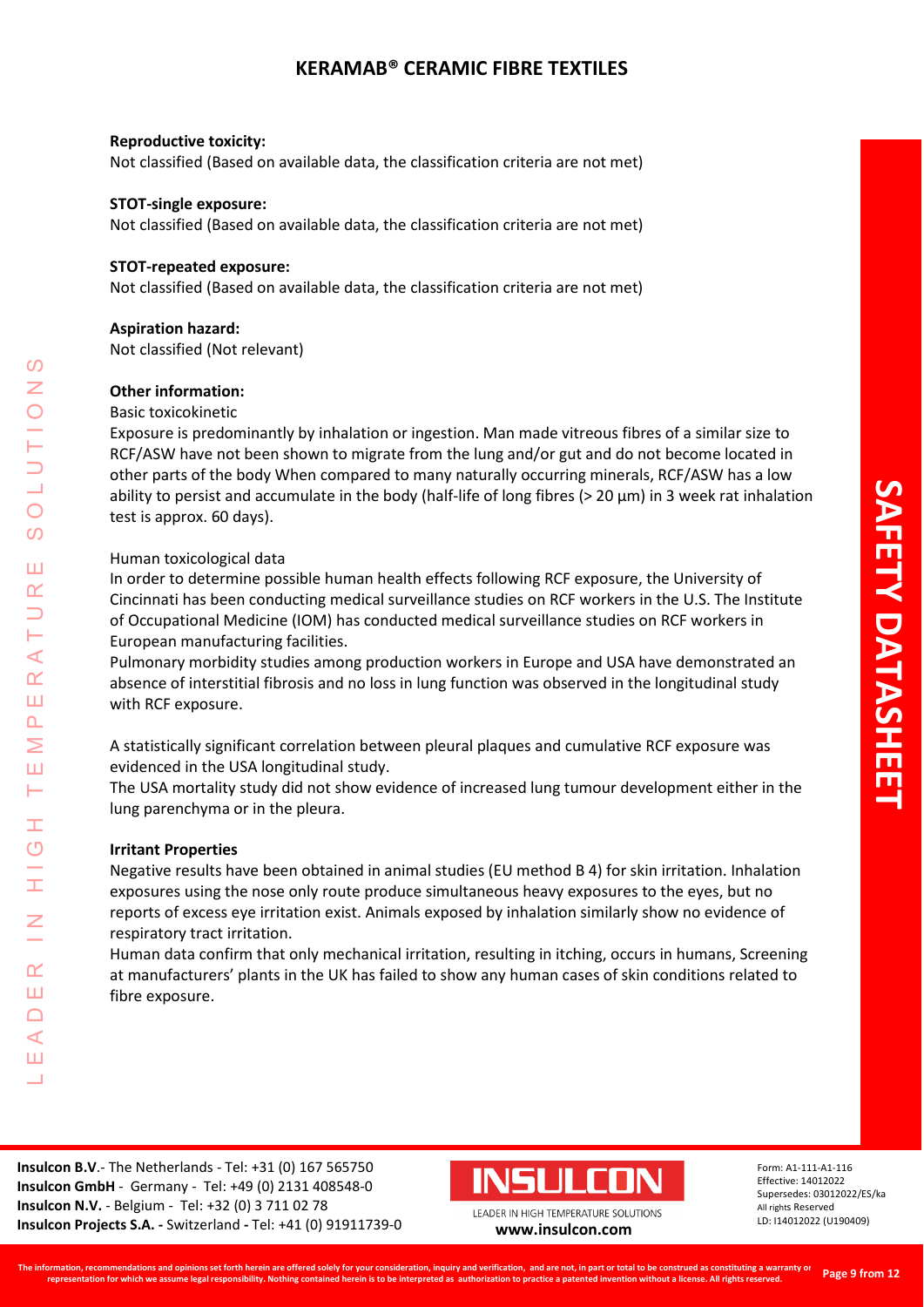**Reproductive toxicity:**
Not classified (Based on available data, the classification criteria are not met)

**STOT-single exposure:**
Not classified (Based on available data, the classification criteria are not met)

**STOT-repeated exposure:**
Not classified (Based on available data, the classification criteria are not met)

**Aspiration hazard:**
Not classified (Not relevant)

**Other information:**

Basic toxicokinetic

Exposure is predominantly by inhalation or ingestion. Man made vitreous fibres of a similar size to RCF/ASW have not been shown to migrate from the lung and/or gut and do not become located in other parts of the body When compared to many naturally occurring minerals, RCF/ASW has a low ability to persist and accumulate in the body (half-life of long fibres (> 20 µm) in 3 week rat inhalation test is approx. 60 days).

Human toxicological data

In order to determine possible human health effects following RCF exposure, the University of Cincinnati has been conducting medical surveillance studies on RCF workers in the U.S. The Institute of Occupational Medicine (IOM) has conducted medical surveillance studies on RCF workers in European manufacturing facilities.

Pulmonary morbidity studies among production workers in Europe and USA have demonstrated an absence of interstitial fibrosis and no loss in lung function was observed in the longitudinal study with RCF exposure.

A statistically significant correlation between pleural plaques and cumulative RCF exposure was evidenced in the USA longitudinal study.

The USA mortality study did not show evidence of increased lung tumour development either in the lung parenchyma or in the pleura.

**Irritant Properties**

Negative results have been obtained in animal studies (EU method B 4) for skin irritation. Inhalation exposures using the nose only route produce simultaneous heavy exposures to the eyes, but no reports of excess eye irritation exist. Animals exposed by inhalation similarly show no evidence of respiratory tract irritation.

Human data confirm that only mechanical irritation, resulting in itching, occurs in humans, Screening at manufacturers' plants in the UK has failed to show any human cases of skin conditions related to fibre exposure.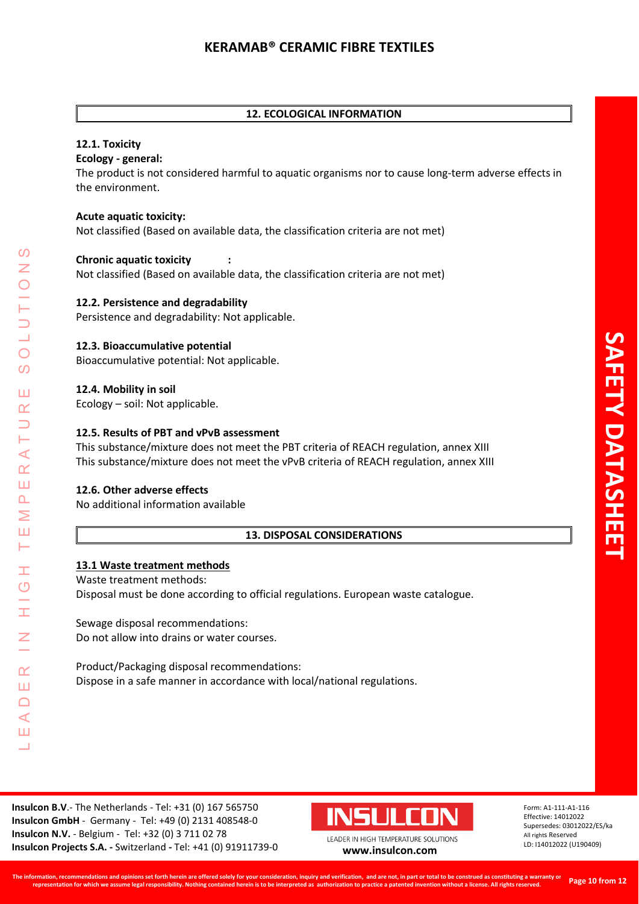## 12. ECOLOGICAL INFORMATION

### 12.1. Toxicity

**Ecology - general:**

The product is not considered harmful to aquatic organisms nor to cause long-term adverse effects in the environment.

**Acute aquatic toxicity:**

Not classified (Based on available data, the classification criteria are not met)

**Chronic aquatic toxicity :**

Not classified (Based on available data, the classification criteria are not met)

### 12.2. Persistence and degradability

Persistence and degradability: Not applicable.

### 12.3. Bioaccumulative potential

Bioaccumulative potential: Not applicable.

### 12.4. Mobility in soil

Ecology – soil: Not applicable.

### 12.5. Results of PBT and vPvB assessment

This substance/mixture does not meet the PBT criteria of REACH regulation, annex XIII

This substance/mixture does not meet the vPvB criteria of REACH regulation, annex XIII

### 12.6. Other adverse effects

No additional information available

## 13. DISPOSAL CONSIDERATIONS

### 13.1 Waste treatment methods

Waste treatment methods:

Disposal must be done according to official regulations. European waste catalogue.

Sewage disposal recommendations:

Do not allow into drains or water courses.

Product/Packaging disposal recommendations:

Dispose in a safe manner in accordance with local/national regulations.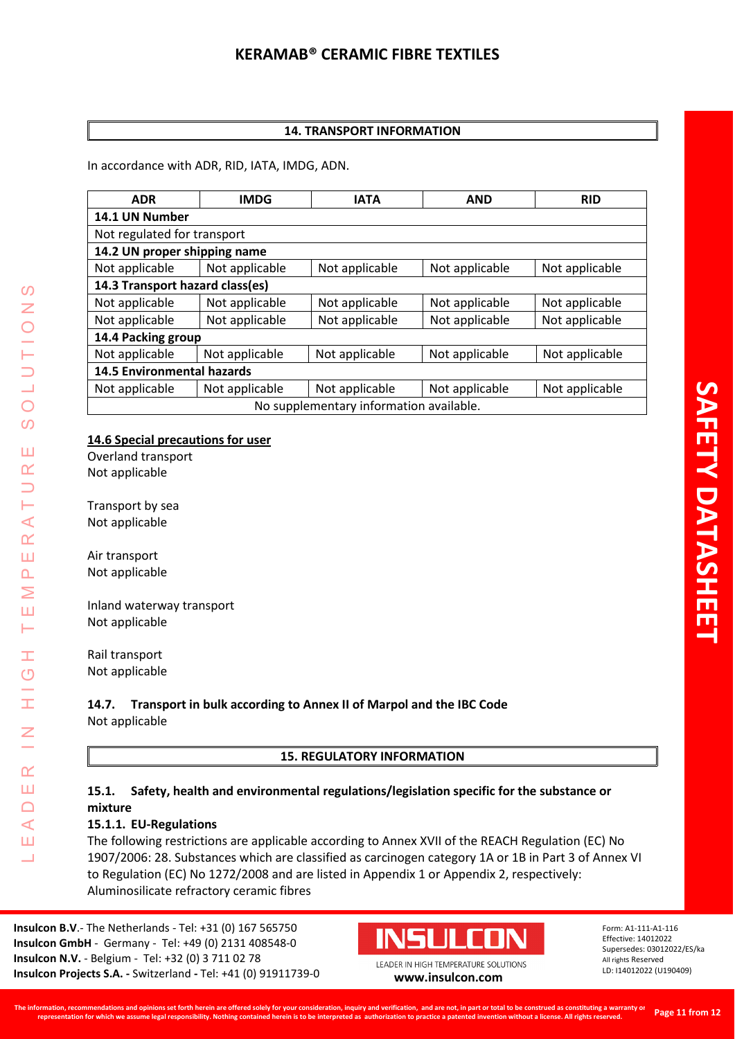## 14. TRANSPORT INFORMATION

In accordance with ADR, RID, IATA, IMDG, ADN.

| ADR | IMDG | IATA | AND | RID |
|---|---|---|---|---|
| **14.1 UN Number** | | | | |
| Not regulated for transport | | | | |
| **14.2 UN proper shipping name** | | | | |
| Not applicable | Not applicable | Not applicable | Not applicable | Not applicable |
| **14.3 Transport hazard class(es)** | | | | |
| Not applicable | Not applicable | Not applicable | Not applicable | Not applicable |
| Not applicable | Not applicable | Not applicable | Not applicable | Not applicable |
| **14.4 Packing group** | | | | |
| Not applicable | Not applicable | Not applicable | Not applicable | Not applicable |
| **14.5 Environmental hazards** | | | | |
| Not applicable | Not applicable | Not applicable | Not applicable | Not applicable |
| No supplementary information available. | | | | |

**14.6 Special precautions for user**

Overland transport
Not applicable

Transport by sea
Not applicable

Air transport
Not applicable

Inland waterway transport
Not applicable

Rail transport
Not applicable

**14.7. Transport in bulk according to Annex II of Marpol and the IBC Code**
Not applicable

## 15. REGULATORY INFORMATION

**15.1. Safety, health and environmental regulations/legislation specific for the substance or mixture**

**15.1.1. EU-Regulations**

The following restrictions are applicable according to Annex XVII of the REACH Regulation (EC) No 1907/2006: 28. Substances which are classified as carcinogen category 1A or 1B in Part 3 of Annex VI to Regulation (EC) No 1272/2008 and are listed in Appendix 1 or Appendix 2, respectively: Aluminosilicate refractory ceramic fibres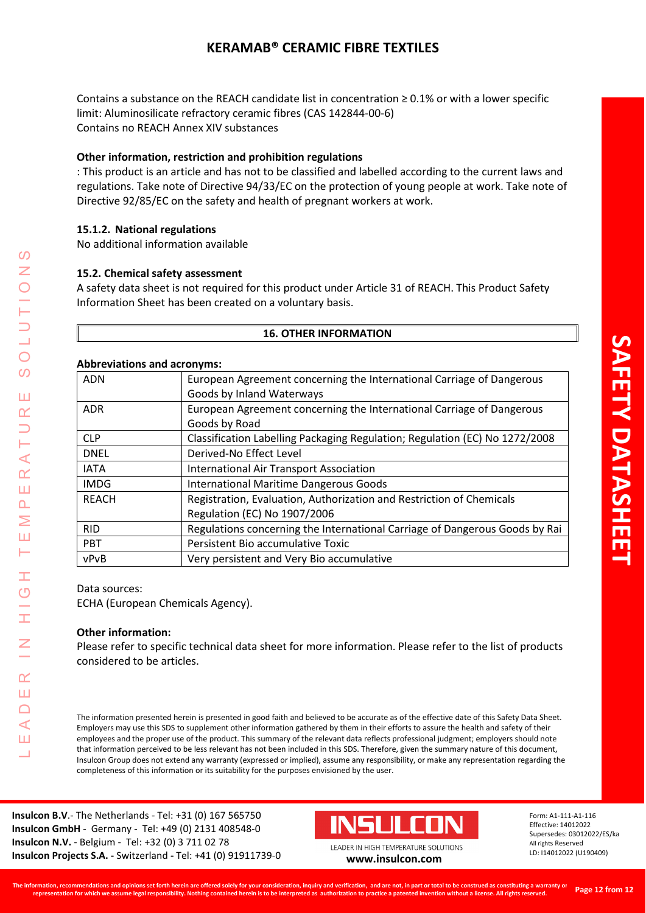Contains a substance on the REACH candidate list in concentration ≥ 0.1% or with a lower specific limit: Aluminosilicate refractory ceramic fibres (CAS 142844-00-6)
Contains no REACH Annex XIV substances

**Other information, restriction and prohibition regulations**

: This product is an article and has not to be classified and labelled according to the current laws and regulations. Take note of Directive 94/33/EC on the protection of young people at work. Take note of Directive 92/85/EC on the safety and health of pregnant workers at work.

### 15.1.2. National regulations

No additional information available

### 15.2. Chemical safety assessment

A safety data sheet is not required for this product under Article 31 of REACH. This Product Safety Information Sheet has been created on a voluntary basis.

## 16. OTHER INFORMATION

**Abbreviations and acronyms:**

| | |
|---|---|
| ADN | European Agreement concerning the International Carriage of Dangerous Goods by Inland Waterways |
| ADR | European Agreement concerning the International Carriage of Dangerous Goods by Road |
| CLP | Classification Labelling Packaging Regulation; Regulation (EC) No 1272/2008 |
| DNEL | Derived-No Effect Level |
| IATA | International Air Transport Association |
| IMDG | International Maritime Dangerous Goods |
| REACH | Registration, Evaluation, Authorization and Restriction of Chemicals Regulation (EC) No 1907/2006 |
| RID | Regulations concerning the International Carriage of Dangerous Goods by Rai |
| PBT | Persistent Bio accumulative Toxic |
| vPvB | Very persistent and Very Bio accumulative |

Data sources:
ECHA (European Chemicals Agency).

**Other information:**

Please refer to specific technical data sheet for more information. Please refer to the list of products considered to be articles.

The information presented herein is presented in good faith and believed to be accurate as of the effective date of this Safety Data Sheet. Employers may use this SDS to supplement other information gathered by them in their efforts to assure the health and safety of their employees and the proper use of the product. This summary of the relevant data reflects professional judgment; employers should note that information perceived to be less relevant has not been included in this SDS. Therefore, given the summary nature of this document, Insulcon Group does not extend any warranty (expressed or implied), assume any responsibility, or make any representation regarding the completeness of this information or its suitability for the purposes envisioned by the user.